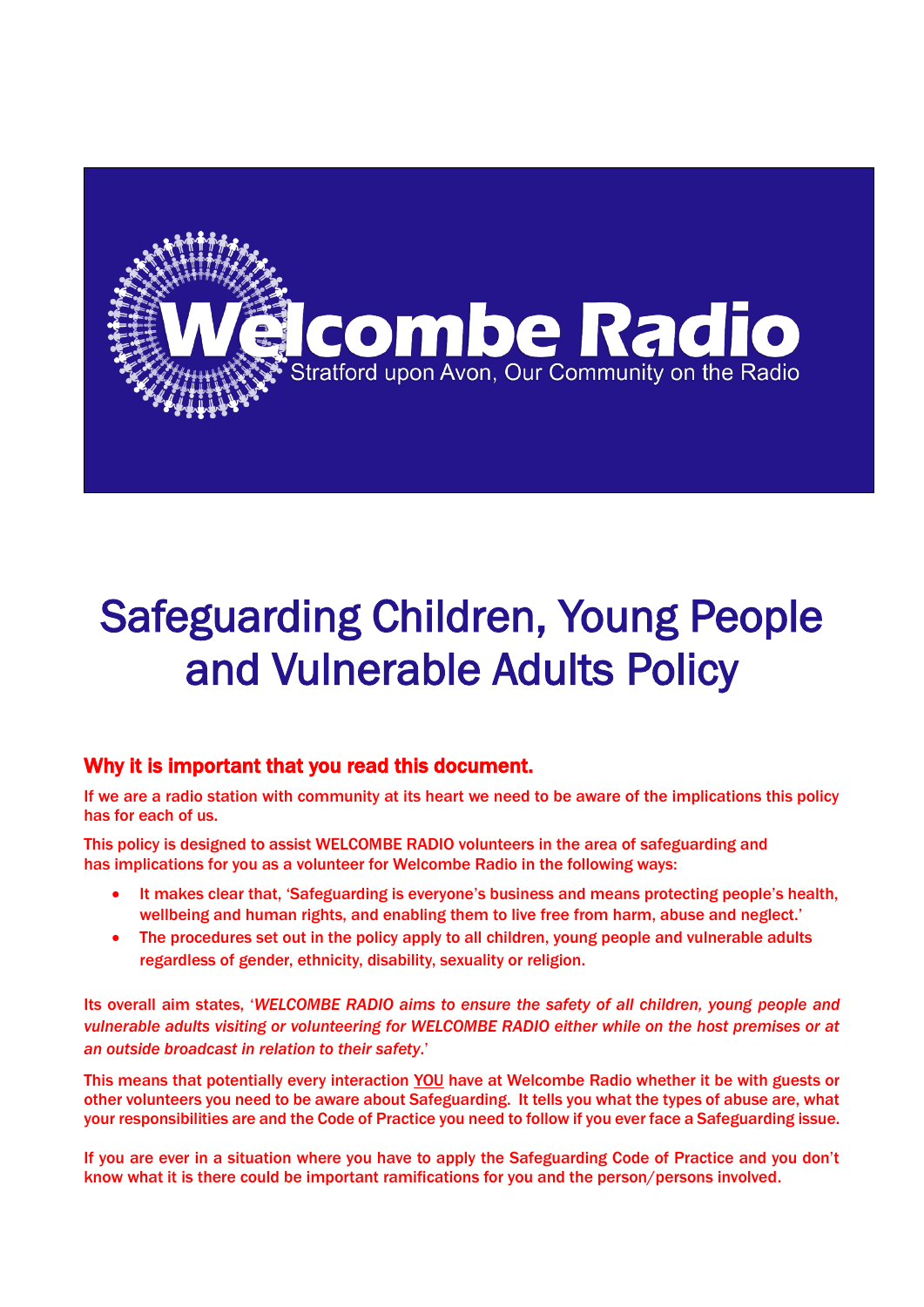Welcombe Radio

Stratford upon Avon, Our Community on the Radio

# Safeguarding Children, Young People and Vulnerable Adults Policy

## Why it is important that you read this document.

If we are a radio station with community at its heart we need to be aware of the implications this policy has for each of us.

This policy is designed to assist WELCOMBE RADIO volunteers in the area of safeguarding and has implications for you as a volunteer for Welcombe Radio in the following ways:

- It makes clear that, 'Safeguarding is everyone's business and means protecting people's health, wellbeing and human rights, and enabling them to live free from harm, abuse and neglect.'
- The procedures set out in the policy apply to all children, young people and vulnerable adults regardless of gender, ethnicity, disability, sexuality or religion.

Its overall aim states, '*WELCOMBE RADIO aims to ensure the safety of all children, young people and vulnerable adults visiting or volunteering for WELCOMBE RADIO either while on the host premises or at an outside broadcast in relation to their safety*.'

This means that potentially every interaction YOU have at Welcombe Radio whether it be with guests or other volunteers you need to be aware about Safeguarding. It tells you what the types of abuse are, what your responsibilities are and the Code of Practice you need to follow if you ever face a Safeguarding issue.

If you are ever in a situation where you have to apply the Safeguarding Code of Practice and you don't know what it is there could be important ramifications for you and the person/persons involved.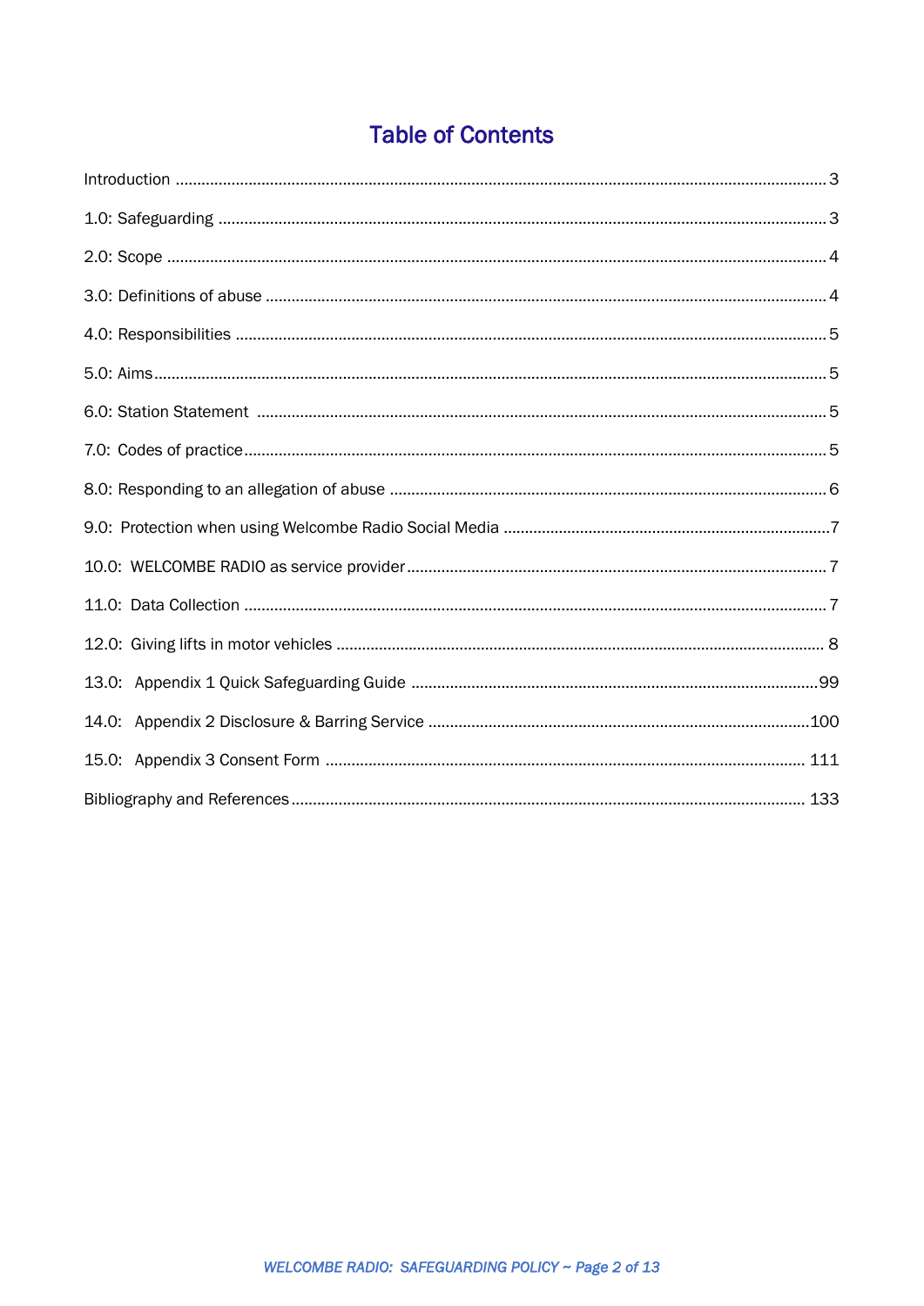# Table of Contents

Introduction ..................................................................................................................................................... 3

1.0: Safeguarding .......................................................................................................................................... 3

2.0: Scope ...................................................................................................................................................... 4

3.0: Definitions of abuse ............................................................................................................................... 4

4.0: Responsibilities ...................................................................................................................................... 5

5.0: Aims......................................................................................................................................................... 5

6.0: Station Statement .................................................................................................................................. 5

7.0: Codes of practice.................................................................................................................................... 5

8.0: Responding to an allegation of abuse ................................................................................................... 6

9.0: Protection when using Welcombe Radio Social Media ...........................................................................7

10.0: WELCOMBE RADIO as service provider................................................................................................ 7

11.0: Data Collection ...................................................................................................................................... 7

12.0: Giving lifts in motor vehicles ............................................................................................................... 8

13.0: Appendix 1 Quick Safeguarding Guide .............................................................................................99

14.0: Appendix 2 Disclosure & Barring Service .......................................................................................100

15.0: Appendix 3 Consent Form ............................................................................................................ 111

Bibliography and References...................................................................................................................... 133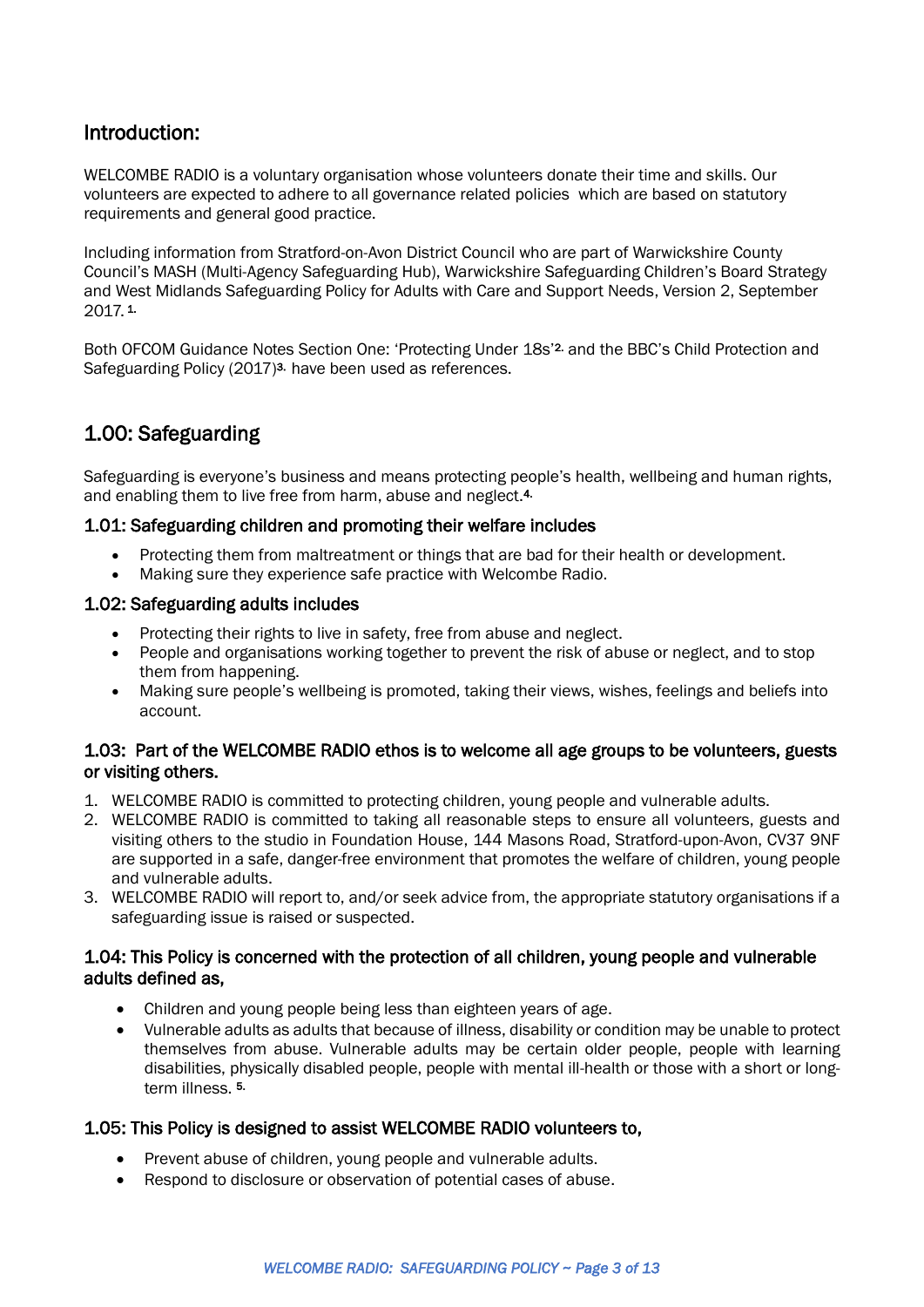## Introduction:

WELCOMBE RADIO is a voluntary organisation whose volunteers donate their time and skills. Our volunteers are expected to adhere to all governance related policies which are based on statutory requirements and general good practice.

Including information from Stratford-on-Avon District Council who are part of Warwickshire County Council's MASH (Multi-Agency Safeguarding Hub), Warwickshire Safeguarding Children's Board Strategy and West Midlands Safeguarding Policy for Adults with Care and Support Needs, Version 2, September 2017.[1.]

Both OFCOM Guidance Notes Section One: 'Protecting Under 18s'[2.] and the BBC's Child Protection and Safeguarding Policy (2017)[3.] have been used as references.

## 1.00: Safeguarding

Safeguarding is everyone's business and means protecting people's health, wellbeing and human rights, and enabling them to live free from harm, abuse and neglect.[4.]

### 1.01: Safeguarding children and promoting their welfare includes

- Protecting them from maltreatment or things that are bad for their health or development.
- Making sure they experience safe practice with Welcombe Radio.

### 1.02: Safeguarding adults includes

- Protecting their rights to live in safety, free from abuse and neglect.
- People and organisations working together to prevent the risk of abuse or neglect, and to stop them from happening.
- Making sure people's wellbeing is promoted, taking their views, wishes, feelings and beliefs into account.

### 1.03: Part of the WELCOMBE RADIO ethos is to welcome all age groups to be volunteers, guests or visiting others.

1. WELCOMBE RADIO is committed to protecting children, young people and vulnerable adults.
2. WELCOMBE RADIO is committed to taking all reasonable steps to ensure all volunteers, guests and visiting others to the studio in Foundation House, 144 Masons Road, Stratford-upon-Avon, CV37 9NF are supported in a safe, danger-free environment that promotes the welfare of children, young people and vulnerable adults.
3. WELCOMBE RADIO will report to, and/or seek advice from, the appropriate statutory organisations if a safeguarding issue is raised or suspected.

### 1.04: This Policy is concerned with the protection of all children, young people and vulnerable adults defined as,

- Children and young people being less than eighteen years of age.
- Vulnerable adults as adults that because of illness, disability or condition may be unable to protect themselves from abuse. Vulnerable adults may be certain older people, people with learning disabilities, physically disabled people, people with mental ill-health or those with a short or long-term illness.[5.]

### 1.05: This Policy is designed to assist WELCOMBE RADIO volunteers to,

- Prevent abuse of children, young people and vulnerable adults.
- Respond to disclosure or observation of potential cases of abuse.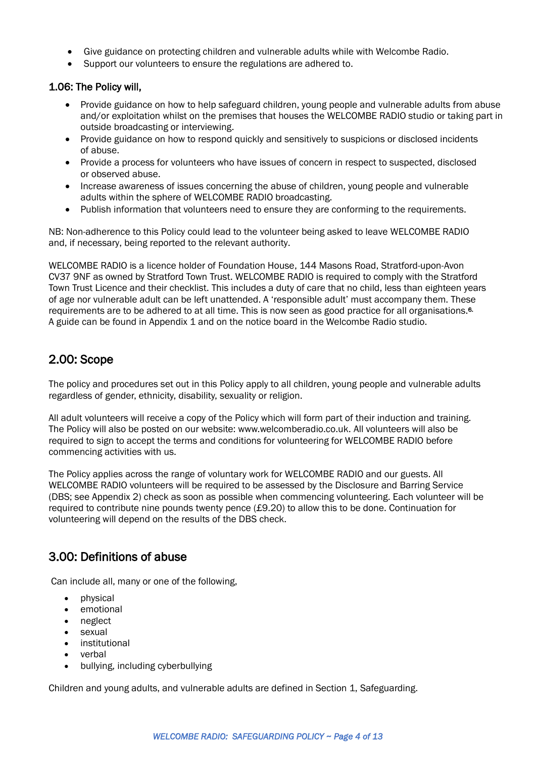- Give guidance on protecting children and vulnerable adults while with Welcombe Radio.
- Support our volunteers to ensure the regulations are adhered to.

### 1.06: The Policy will,

- Provide guidance on how to help safeguard children, young people and vulnerable adults from abuse and/or exploitation whilst on the premises that houses the WELCOMBE RADIO studio or taking part in outside broadcasting or interviewing.
- Provide guidance on how to respond quickly and sensitively to suspicions or disclosed incidents of abuse.
- Provide a process for volunteers who have issues of concern in respect to suspected, disclosed or observed abuse.
- Increase awareness of issues concerning the abuse of children, young people and vulnerable adults within the sphere of WELCOMBE RADIO broadcasting.
- Publish information that volunteers need to ensure they are conforming to the requirements.

NB: Non-adherence to this Policy could lead to the volunteer being asked to leave WELCOMBE RADIO and, if necessary, being reported to the relevant authority.

WELCOMBE RADIO is a licence holder of Foundation House, 144 Masons Road, Stratford-upon-Avon CV37 9NF as owned by Stratford Town Trust. WELCOMBE RADIO is required to comply with the Stratford Town Trust Licence and their checklist. This includes a duty of care that no child, less than eighteen years of age nor vulnerable adult can be left unattended. A 'responsible adult' must accompany them. These requirements are to be adhered to at all time. This is now seen as good practice for all organisations.[6.] A guide can be found in Appendix 1 and on the notice board in the Welcombe Radio studio.

## 2.00: Scope

The policy and procedures set out in this Policy apply to all children, young people and vulnerable adults regardless of gender, ethnicity, disability, sexuality or religion.

All adult volunteers will receive a copy of the Policy which will form part of their induction and training. The Policy will also be posted on our website: www.welcomberadio.co.uk. All volunteers will also be required to sign to accept the terms and conditions for volunteering for WELCOMBE RADIO before commencing activities with us.

The Policy applies across the range of voluntary work for WELCOMBE RADIO and our guests. All WELCOMBE RADIO volunteers will be required to be assessed by the Disclosure and Barring Service (DBS; see Appendix 2) check as soon as possible when commencing volunteering. Each volunteer will be required to contribute nine pounds twenty pence (£9.20) to allow this to be done. Continuation for volunteering will depend on the results of the DBS check.

## 3.00: Definitions of abuse

Can include all, many or one of the following,

- physical
- emotional
- neglect
- sexual
- institutional
- verbal
- bullying, including cyberbullying

Children and young adults, and vulnerable adults are defined in Section 1, Safeguarding.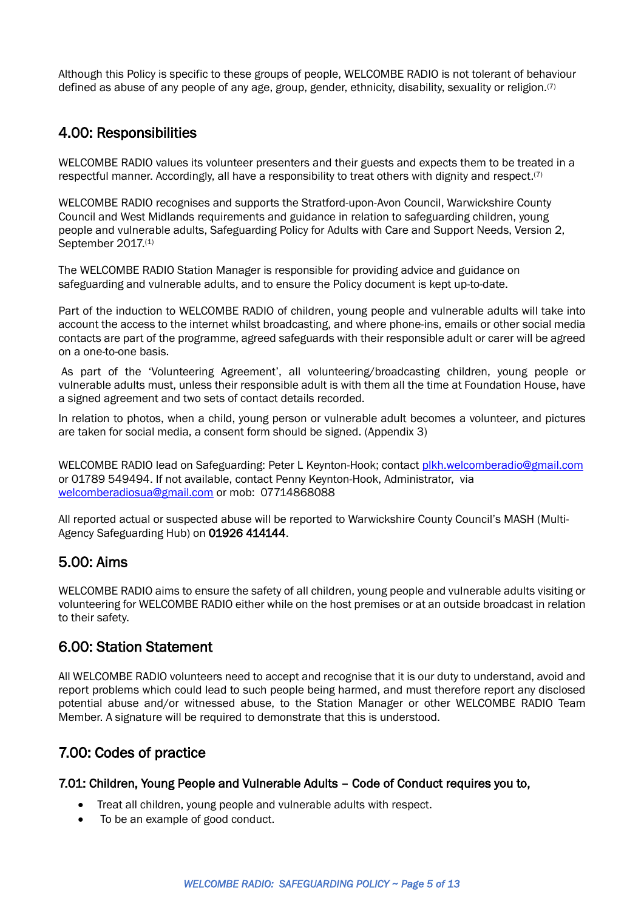Although this Policy is specific to these groups of people, WELCOMBE RADIO is not tolerant of behaviour defined as abuse of any people of any age, group, gender, ethnicity, disability, sexuality or religion.[7]

## 4.00: Responsibilities

WELCOMBE RADIO values its volunteer presenters and their guests and expects them to be treated in a respectful manner. Accordingly, all have a responsibility to treat others with dignity and respect.[7]

WELCOMBE RADIO recognises and supports the Stratford-upon-Avon Council, Warwickshire County Council and West Midlands requirements and guidance in relation to safeguarding children, young people and vulnerable adults, Safeguarding Policy for Adults with Care and Support Needs, Version 2, September 2017.[1]

The WELCOMBE RADIO Station Manager is responsible for providing advice and guidance on safeguarding and vulnerable adults, and to ensure the Policy document is kept up-to-date.

Part of the induction to WELCOMBE RADIO of children, young people and vulnerable adults will take into account the access to the internet whilst broadcasting, and where phone-ins, emails or other social media contacts are part of the programme, agreed safeguards with their responsible adult or carer will be agreed on a one-to-one basis.

As part of the 'Volunteering Agreement', all volunteering/broadcasting children, young people or vulnerable adults must, unless their responsible adult is with them all the time at Foundation House, have a signed agreement and two sets of contact details recorded.

In relation to photos, when a child, young person or vulnerable adult becomes a volunteer, and pictures are taken for social media, a consent form should be signed. (Appendix 3)

WELCOMBE RADIO lead on Safeguarding: Peter L Keynton-Hook; contact plkh.welcomberadio@gmail.com or 01789 549494. If not available, contact Penny Keynton-Hook, Administrator, via welcomberadiosua@gmail.com or mob: 07714868088

All reported actual or suspected abuse will be reported to Warwickshire County Council's MASH (Multi-Agency Safeguarding Hub) on **01926 414144**.

## 5.00: Aims

WELCOMBE RADIO aims to ensure the safety of all children, young people and vulnerable adults visiting or volunteering for WELCOMBE RADIO either while on the host premises or at an outside broadcast in relation to their safety.

## 6.00: Station Statement

All WELCOMBE RADIO volunteers need to accept and recognise that it is our duty to understand, avoid and report problems which could lead to such people being harmed, and must therefore report any disclosed potential abuse and/or witnessed abuse, to the Station Manager or other WELCOMBE RADIO Team Member. A signature will be required to demonstrate that this is understood.

## 7.00: Codes of practice

### 7.01: Children, Young People and Vulnerable Adults – Code of Conduct requires you to,

- Treat all children, young people and vulnerable adults with respect.
- To be an example of good conduct.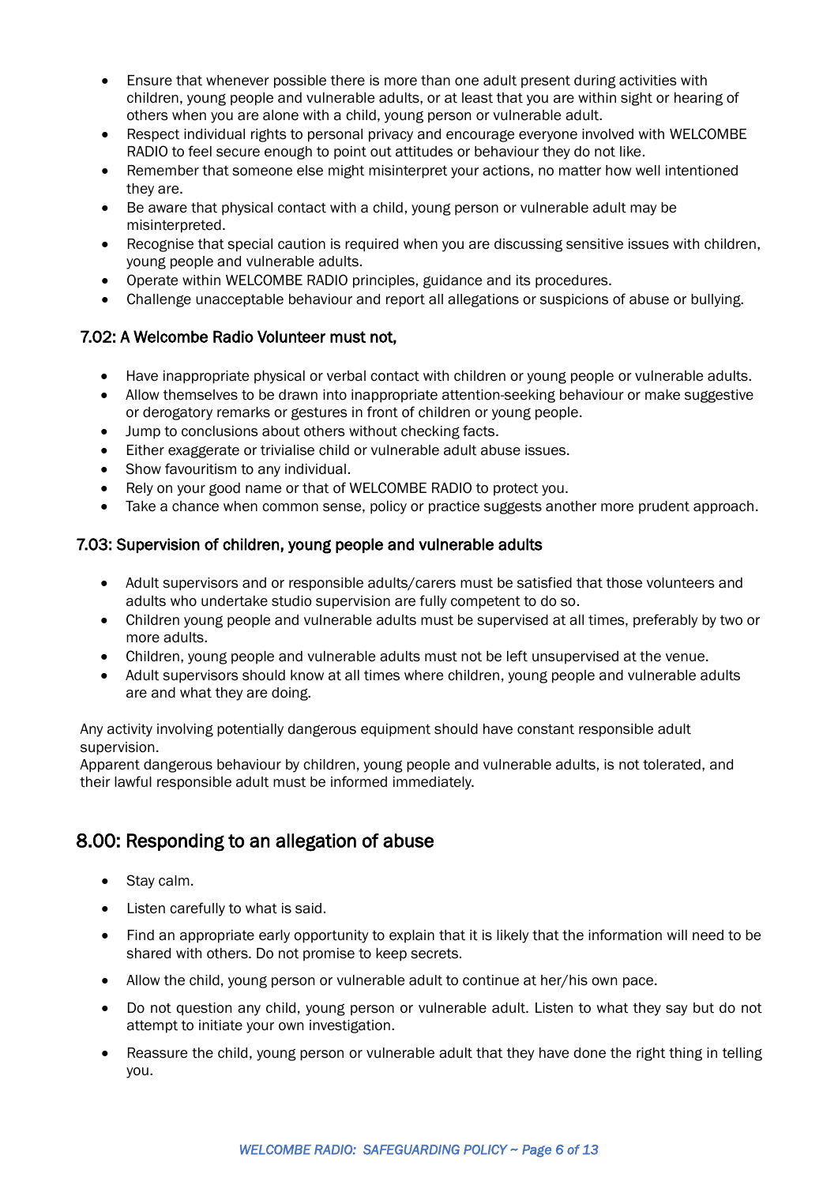- Ensure that whenever possible there is more than one adult present during activities with children, young people and vulnerable adults, or at least that you are within sight or hearing of others when you are alone with a child, young person or vulnerable adult.
- Respect individual rights to personal privacy and encourage everyone involved with WELCOMBE RADIO to feel secure enough to point out attitudes or behaviour they do not like.
- Remember that someone else might misinterpret your actions, no matter how well intentioned they are.
- Be aware that physical contact with a child, young person or vulnerable adult may be misinterpreted.
- Recognise that special caution is required when you are discussing sensitive issues with children, young people and vulnerable adults.
- Operate within WELCOMBE RADIO principles, guidance and its procedures.
- Challenge unacceptable behaviour and report all allegations or suspicions of abuse or bullying.

### 7.02: A Welcombe Radio Volunteer must not,

- Have inappropriate physical or verbal contact with children or young people or vulnerable adults.
- Allow themselves to be drawn into inappropriate attention-seeking behaviour or make suggestive or derogatory remarks or gestures in front of children or young people.
- Jump to conclusions about others without checking facts.
- Either exaggerate or trivialise child or vulnerable adult abuse issues.
- Show favouritism to any individual.
- Rely on your good name or that of WELCOMBE RADIO to protect you.
- Take a chance when common sense, policy or practice suggests another more prudent approach.

### 7.03: Supervision of children, young people and vulnerable adults

- Adult supervisors and or responsible adults/carers must be satisfied that those volunteers and adults who undertake studio supervision are fully competent to do so.
- Children young people and vulnerable adults must be supervised at all times, preferably by two or more adults.
- Children, young people and vulnerable adults must not be left unsupervised at the venue.
- Adult supervisors should know at all times where children, young people and vulnerable adults are and what they are doing.

Any activity involving potentially dangerous equipment should have constant responsible adult supervision.
Apparent dangerous behaviour by children, young people and vulnerable adults, is not tolerated, and their lawful responsible adult must be informed immediately.

## 8.00: Responding to an allegation of abuse

- Stay calm.
- Listen carefully to what is said.
- Find an appropriate early opportunity to explain that it is likely that the information will need to be shared with others. Do not promise to keep secrets.
- Allow the child, young person or vulnerable adult to continue at her/his own pace.
- Do not question any child, young person or vulnerable adult. Listen to what they say but do not attempt to initiate your own investigation.
- Reassure the child, young person or vulnerable adult that they have done the right thing in telling you.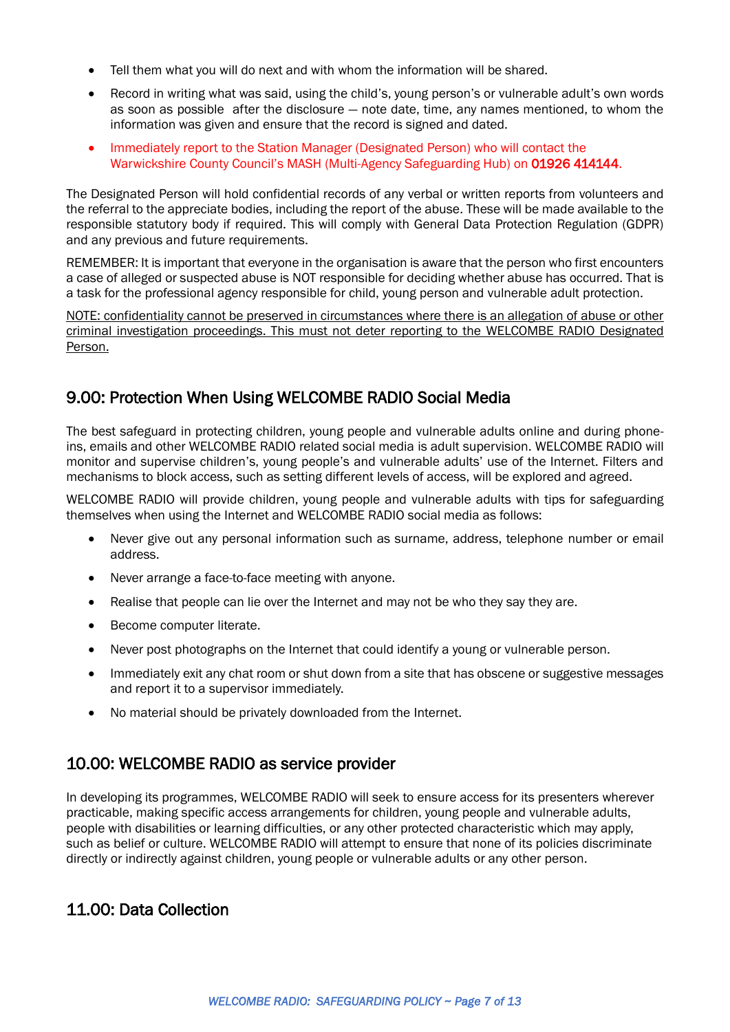- Tell them what you will do next and with whom the information will be shared.
- Record in writing what was said, using the child's, young person's or vulnerable adult's own words as soon as possible after the disclosure – note date, time, any names mentioned, to whom the information was given and ensure that the record is signed and dated.
- Immediately report to the Station Manager (Designated Person) who will contact the Warwickshire County Council's MASH (Multi-Agency Safeguarding Hub) on **01926 414144**.

The Designated Person will hold confidential records of any verbal or written reports from volunteers and the referral to the appreciate bodies, including the report of the abuse. These will be made available to the responsible statutory body if required. This will comply with General Data Protection Regulation (GDPR) and any previous and future requirements.

REMEMBER: It is important that everyone in the organisation is aware that the person who first encounters a case of alleged or suspected abuse is NOT responsible for deciding whether abuse has occurred. That is a task for the professional agency responsible for child, young person and vulnerable adult protection.

<u>NOTE: confidentiality cannot be preserved in circumstances where there is an allegation of abuse or other criminal investigation proceedings. This must not deter reporting to the WELCOMBE RADIO Designated Person.</u>

## 9.00: Protection When Using WELCOMBE RADIO Social Media

The best safeguard in protecting children, young people and vulnerable adults online and during phone-ins, emails and other WELCOMBE RADIO related social media is adult supervision. WELCOMBE RADIO will monitor and supervise children's, young people's and vulnerable adults' use of the Internet. Filters and mechanisms to block access, such as setting different levels of access, will be explored and agreed.

WELCOMBE RADIO will provide children, young people and vulnerable adults with tips for safeguarding themselves when using the Internet and WELCOMBE RADIO social media as follows:

- Never give out any personal information such as surname, address, telephone number or email address.
- Never arrange a face-to-face meeting with anyone.
- Realise that people can lie over the Internet and may not be who they say they are.
- Become computer literate.
- Never post photographs on the Internet that could identify a young or vulnerable person.
- Immediately exit any chat room or shut down from a site that has obscene or suggestive messages and report it to a supervisor immediately.
- No material should be privately downloaded from the Internet.

## 10.00: WELCOMBE RADIO as service provider

In developing its programmes, WELCOMBE RADIO will seek to ensure access for its presenters wherever practicable, making specific access arrangements for children, young people and vulnerable adults, people with disabilities or learning difficulties, or any other protected characteristic which may apply, such as belief or culture. WELCOMBE RADIO will attempt to ensure that none of its policies discriminate directly or indirectly against children, young people or vulnerable adults or any other person.

## 11.00: Data Collection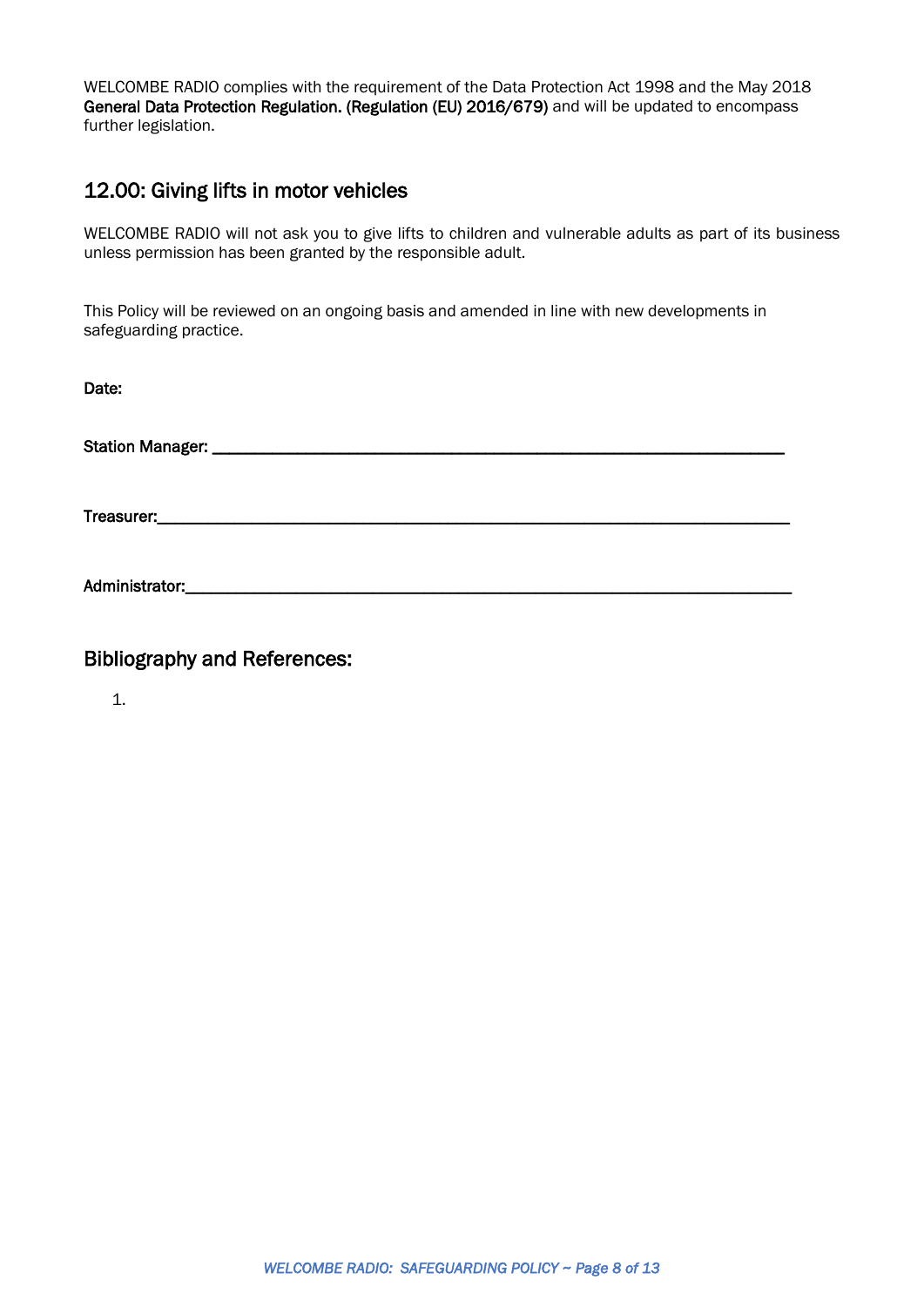WELCOMBE RADIO complies with the requirement of the Data Protection Act 1998 and the May 2018 **General Data Protection Regulation. (Regulation (EU) 2016/679)** and will be updated to encompass further legislation.

## 12.00: Giving lifts in motor vehicles

WELCOMBE RADIO will not ask you to give lifts to children and vulnerable adults as part of its business unless permission has been granted by the responsible adult.

This Policy will be reviewed on an ongoing basis and amended in line with new developments in safeguarding practice.

**Date:**

**Station Manager:** ___________________________________________________________

**Treasurer:**___________________________________________________________________

**Administrator:**_______________________________________________________________

## Bibliography and References:

1.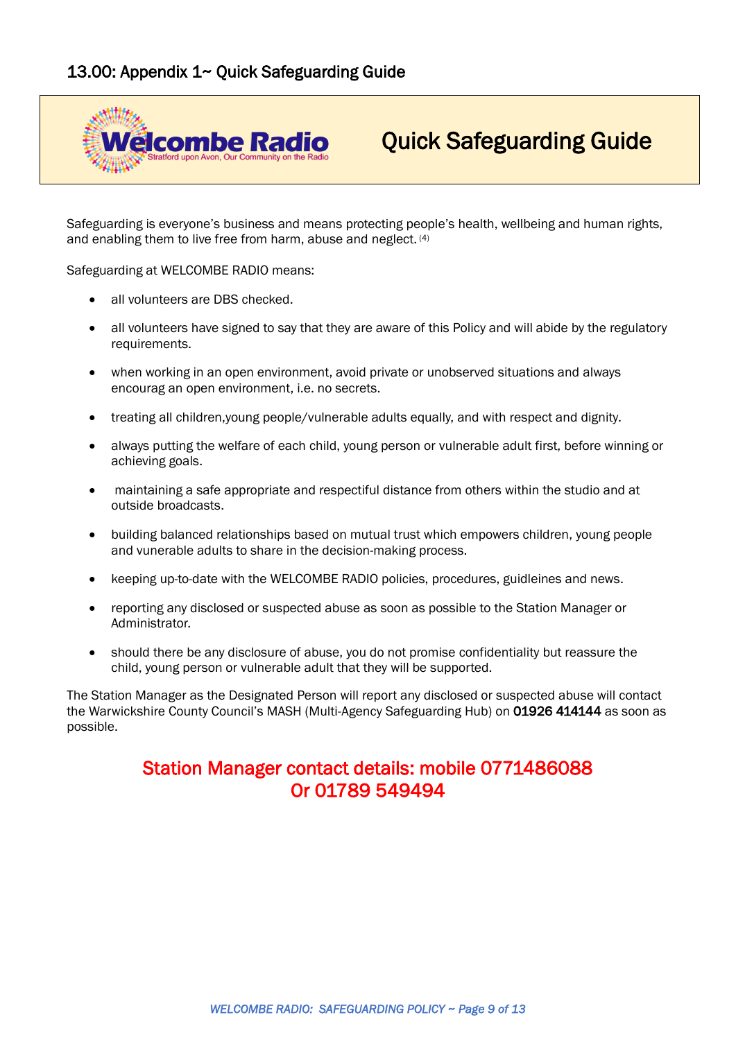## 13.00: Appendix 1~ Quick Safeguarding Guide

**Welcombe Radio**
Stratford upon Avon, Our Community on the Radio

# Quick Safeguarding Guide

Safeguarding is everyone's business and means protecting people's health, wellbeing and human rights, and enabling them to live free from harm, abuse and neglect. [(4)]

Safeguarding at WELCOMBE RADIO means:

- all volunteers are DBS checked.
- all volunteers have signed to say that they are aware of this Policy and will abide by the regulatory requirements.
- when working in an open environment, avoid private or unobserved situations and always encourag an open environment, i.e. no secrets.
- treating all children,young people/vulnerable adults equally, and with respect and dignity.
- always putting the welfare of each child, young person or vulnerable adult first, before winning or achieving goals.
- maintaining a safe appropriate and respectiful distance from others within the studio and at outside broadcasts.
- building balanced relationships based on mutual trust which empowers children, young people and vunerable adults to share in the decision-making process.
- keeping up-to-date with the WELCOMBE RADIO policies, procedures, guidleines and news.
- reporting any disclosed or suspected abuse as soon as possible to the Station Manager or Administrator.
- should there be any disclosure of abuse, you do not promise confidentiality but reassure the child, young person or vulnerable adult that they will be supported.

The Station Manager as the Designated Person will report any disclosed or suspected abuse will contact the Warwickshire County Council's MASH (Multi-Agency Safeguarding Hub) on **01926 414144** as soon as possible.

**Station Manager contact details: mobile 0771486088**
**Or 01789 549494**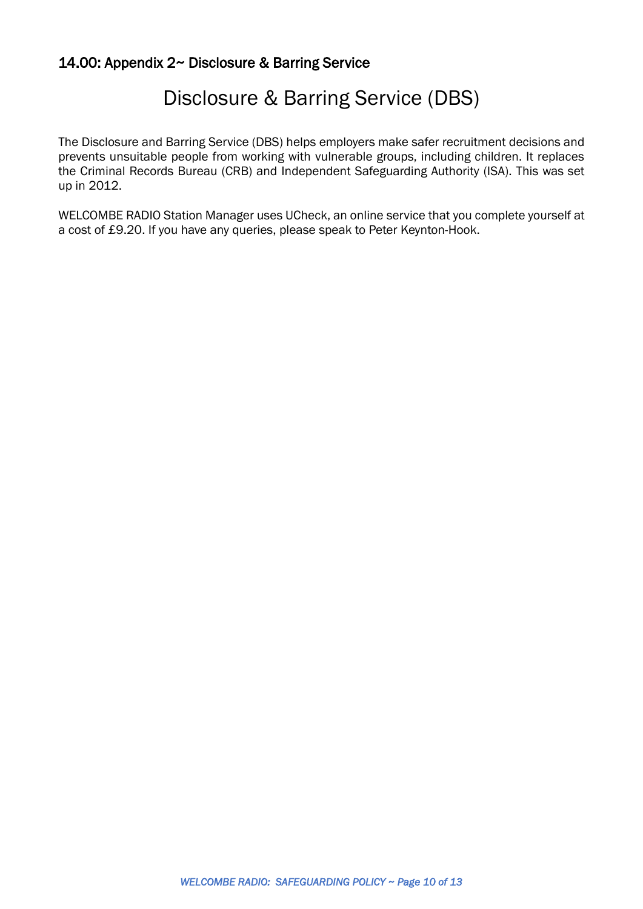## 14.00: Appendix 2~ Disclosure & Barring Service

# Disclosure & Barring Service (DBS)

The Disclosure and Barring Service (DBS) helps employers make safer recruitment decisions and prevents unsuitable people from working with vulnerable groups, including children. It replaces the Criminal Records Bureau (CRB) and Independent Safeguarding Authority (ISA). This was set up in 2012.

WELCOMBE RADIO Station Manager uses UCheck, an online service that you complete yourself at a cost of £9.20. If you have any queries, please speak to Peter Keynton-Hook.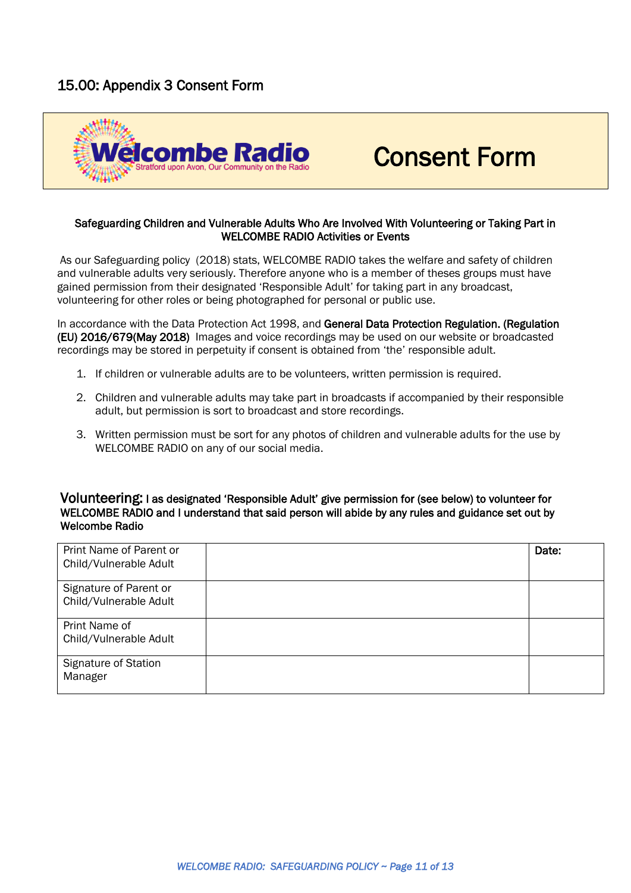## 15.00: Appendix 3 Consent Form

Welcombe Radio
Stratford upon Avon, Our Community on the Radio

# Consent Form

**Safeguarding Children and Vulnerable Adults Who Are Involved With Volunteering or Taking Part in WELCOMBE RADIO Activities or Events**

As our Safeguarding policy (2018) stats, WELCOMBE RADIO takes the welfare and safety of children and vulnerable adults very seriously. Therefore anyone who is a member of theses groups must have gained permission from their designated 'Responsible Adult' for taking part in any broadcast, volunteering for other roles or being photographed for personal or public use.

In accordance with the Data Protection Act 1998, and **General Data Protection Regulation. (Regulation (EU) 2016/679(May 2018)** Images and voice recordings may be used on our website or broadcasted recordings may be stored in perpetuity if consent is obtained from 'the' responsible adult.

1. If children or vulnerable adults are to be volunteers, written permission is required.
2. Children and vulnerable adults may take part in broadcasts if accompanied by their responsible adult, but permission is sort to broadcast and store recordings.
3. Written permission must be sort for any photos of children and vulnerable adults for the use by WELCOMBE RADIO on any of our social media.

**Volunteering: I as designated 'Responsible Adult' give permission for (see below) to volunteer for WELCOMBE RADIO and I understand that said person will abide by any rules and guidance set out by Welcombe Radio**

| | | |
|---|---|---|
| Print Name of Parent or Child/Vulnerable Adult | | **Date:** |
| Signature of Parent or Child/Vulnerable Adult | | |
| Print Name of Child/Vulnerable Adult | | |
| Signature of Station Manager | | |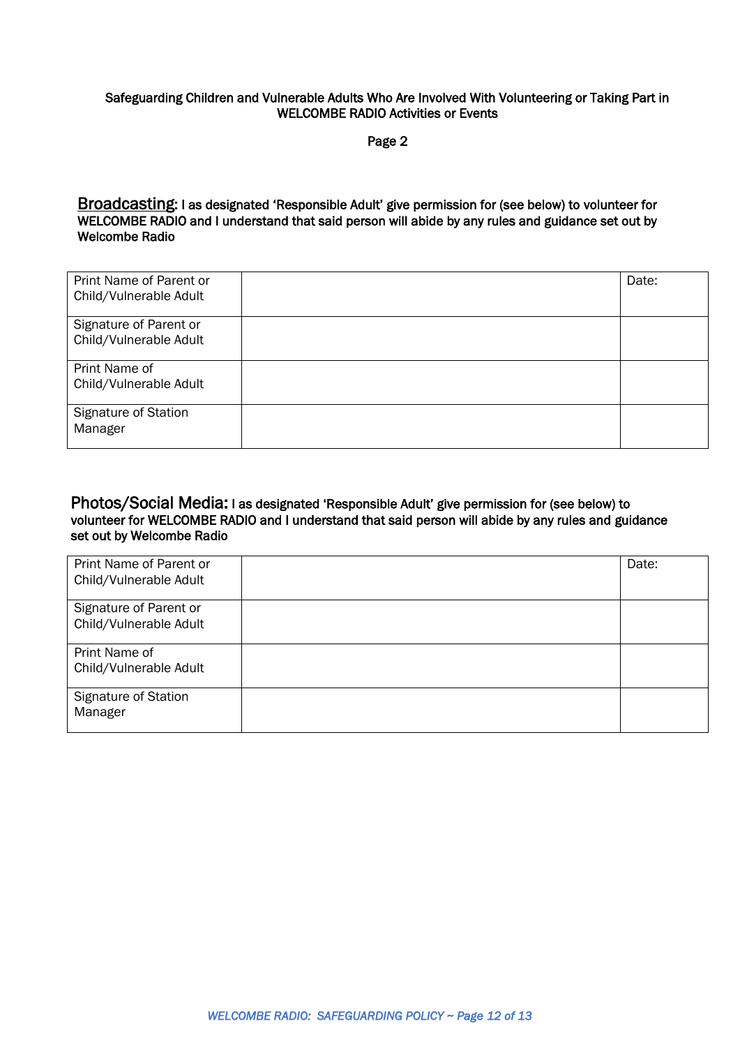Safeguarding Children and Vulnerable Adults Who Are Involved With Volunteering or Taking Part in WELCOMBE RADIO Activities or Events

Page 2

**Broadcasting:** I as designated 'Responsible Adult' give permission for (see below) to volunteer for WELCOMBE RADIO and I understand that said person will abide by any rules and guidance set out by Welcombe Radio

| | | |
|---|---|---|
| Print Name of Parent or Child/Vulnerable Adult | | Date: |
| Signature of Parent or Child/Vulnerable Adult | | |
| Print Name of Child/Vulnerable Adult | | |
| Signature of Station Manager | | |

**Photos/Social Media:** I as designated 'Responsible Adult' give permission for (see below) to volunteer for WELCOMBE RADIO and I understand that said person will abide by any rules and guidance set out by Welcombe Radio

| | | |
|---|---|---|
| Print Name of Parent or Child/Vulnerable Adult | | Date: |
| Signature of Parent or Child/Vulnerable Adult | | |
| Print Name of Child/Vulnerable Adult | | |
| Signature of Station Manager | | |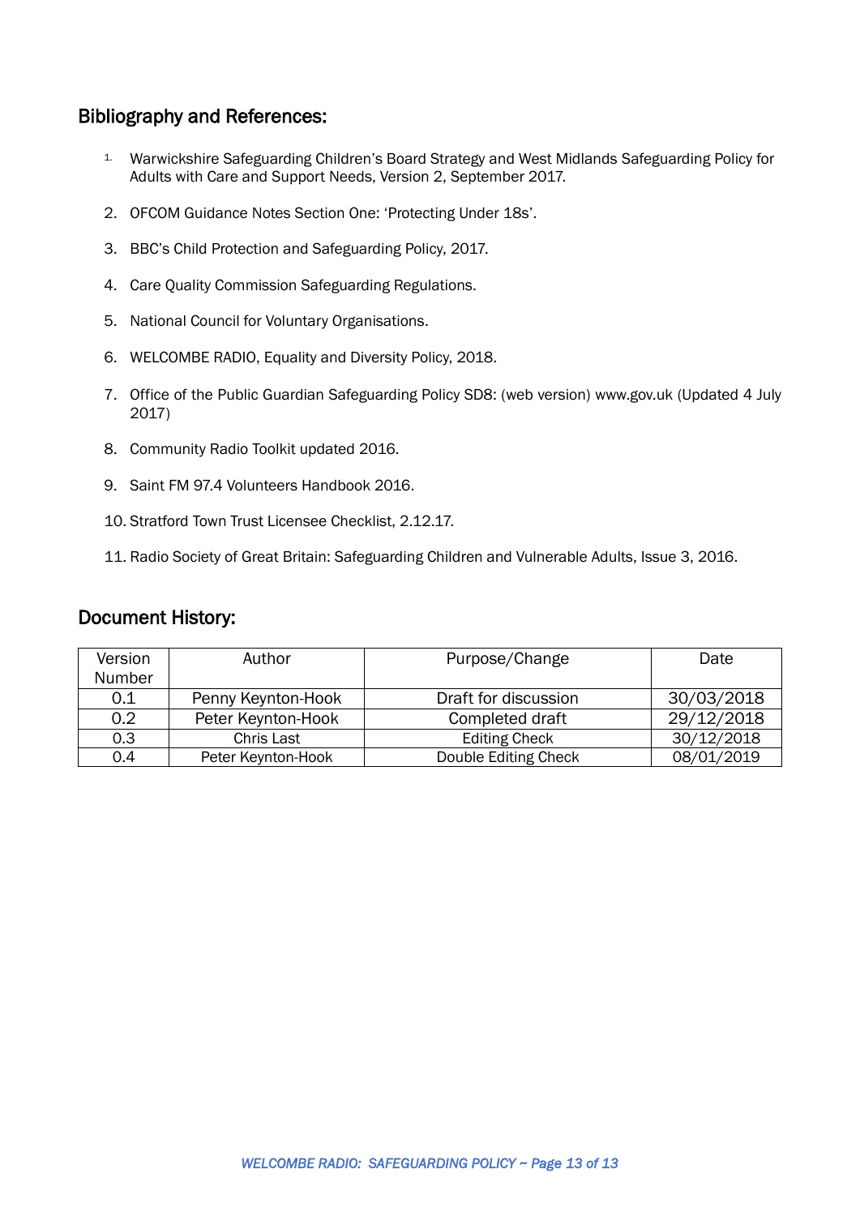## Bibliography and References:

1. Warwickshire Safeguarding Children's Board Strategy and West Midlands Safeguarding Policy for Adults with Care and Support Needs, Version 2, September 2017.
2. OFCOM Guidance Notes Section One: 'Protecting Under 18s'.
3. BBC's Child Protection and Safeguarding Policy, 2017.
4. Care Quality Commission Safeguarding Regulations.
5. National Council for Voluntary Organisations.
6. WELCOMBE RADIO, Equality and Diversity Policy, 2018.
7. Office of the Public Guardian Safeguarding Policy SD8: (web version) www.gov.uk (Updated 4 July 2017)
8. Community Radio Toolkit updated 2016.
9. Saint FM 97.4 Volunteers Handbook 2016.
10. Stratford Town Trust Licensee Checklist, 2.12.17.
11. Radio Society of Great Britain: Safeguarding Children and Vulnerable Adults, Issue 3, 2016.

## Document History:

| Version Number | Author | Purpose/Change | Date |
|---|---|---|---|
| 0.1 | Penny Keynton-Hook | Draft for discussion | 30/03/2018 |
| 0.2 | Peter Keynton-Hook | Completed draft | 29/12/2018 |
| 0.3 | Chris Last | Editing Check | 30/12/2018 |
| 0.4 | Peter Keynton-Hook | Double Editing Check | 08/01/2019 |